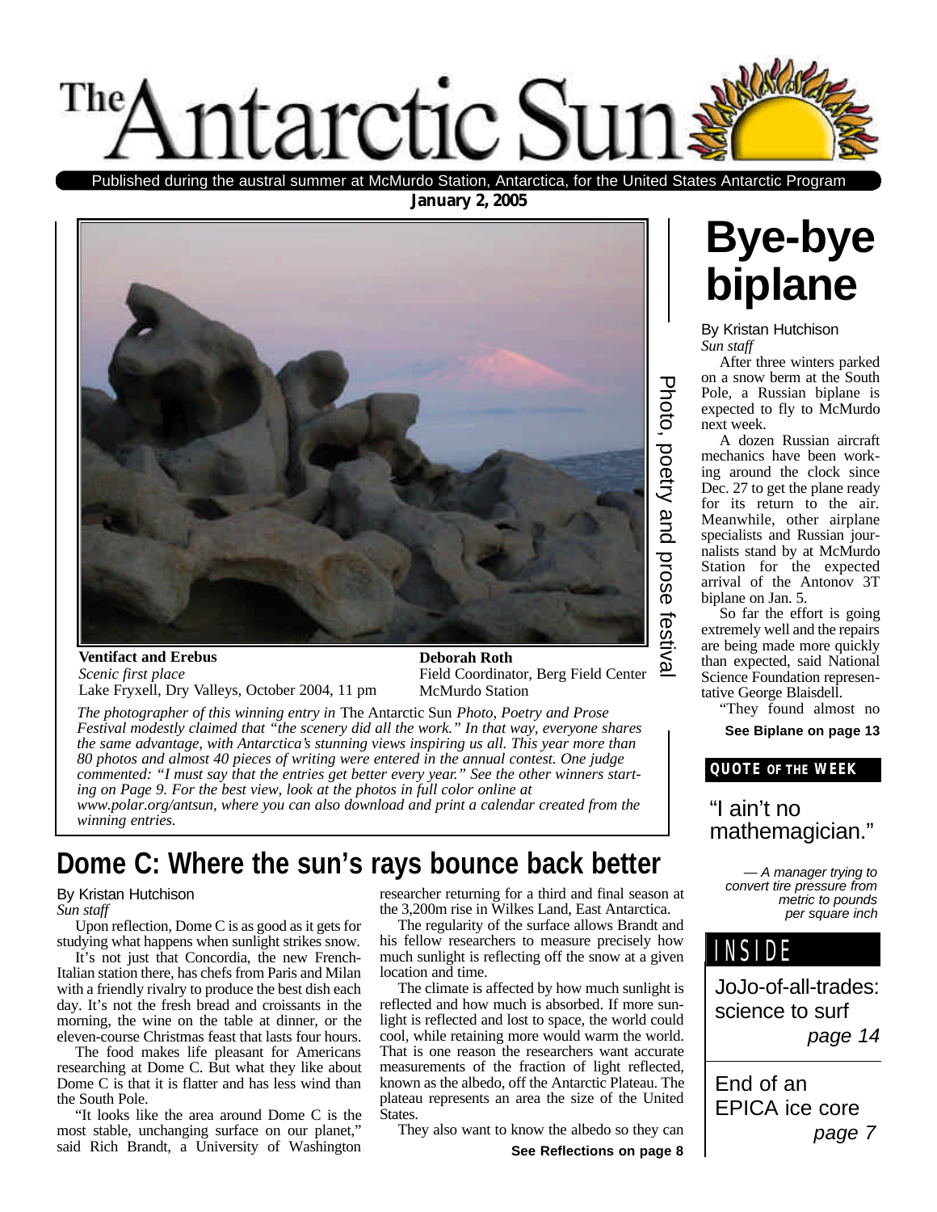# The Antarctic Sun

Published during the austral summer at McMurdo Station, Antarctica, for the United States Antarctic Program

**January 2, 2005**

Photo, poetry and prose festival

**Ventifact and Erebus**
*Scenic first place*
Lake Fryxell, Dry Valleys, October 2004, 11 pm

**Deborah Roth**
Field Coordinator, Berg Field Center
McMurdo Station

*The photographer of this winning entry in* The Antarctic Sun *Photo, Poetry and Prose Festival modestly claimed that "the scenery did all the work." In that way, everyone shares the same advantage, with Antarctica's stunning views inspiring us all. This year more than 80 photos and almost 40 pieces of writing were entered in the annual contest. One judge commented: "I must say that the entries get better every year." See the other winners starting on Page 9. For the best view, look at the photos in full color online at www.polar.org/antsun, where you can also download and print a calendar created from the winning entries.*

## Dome C: Where the sun's rays bounce back better

By Kristan Hutchison
*Sun staff*

Upon reflection, Dome C is as good as it gets for studying what happens when sunlight strikes snow.

It's not just that Concordia, the new French-Italian station there, has chefs from Paris and Milan with a friendly rivalry to produce the best dish each day. It's not the fresh bread and croissants in the morning, the wine on the table at dinner, or the eleven-course Christmas feast that lasts four hours.

The food makes life pleasant for Americans researching at Dome C. But what they like about Dome C is that it is flatter and has less wind than the South Pole.

"It looks like the area around Dome C is the most stable, unchanging surface on our planet," said Rich Brandt, a University of Washington researcher returning for a third and final season at the 3,200m rise in Wilkes Land, East Antarctica.

The regularity of the surface allows Brandt and his fellow researchers to measure precisely how much sunlight is reflecting off the snow at a given location and time.

The climate is affected by how much sunlight is reflected and how much is absorbed. If more sunlight is reflected and lost to space, the world could cool, while retaining more would warm the world. That is one reason the researchers want accurate measurements of the fraction of light reflected, known as the albedo, off the Antarctic Plateau. The plateau represents an area the size of the United States.

They also want to know the albedo so they can

**See Reflections on page 8**

# Bye-bye biplane

By Kristan Hutchison
*Sun staff*

After three winters parked on a snow berm at the South Pole, a Russian biplane is expected to fly to McMurdo next week.

A dozen Russian aircraft mechanics have been working around the clock since Dec. 27 to get the plane ready for its return to the air. Meanwhile, other airplane specialists and Russian journalists stand by at McMurdo Station for the expected arrival of the Antonov 3T biplane on Jan. 5.

So far the effort is going extremely well and the repairs are being made more quickly than expected, said National Science Foundation representative George Blaisdell.

"They found almost no

**See Biplane on page 13**

**QUOTE OF THE WEEK**

"I ain't no mathemagician."

*— A manager trying to convert tire pressure from metric to pounds per square inch*

## INSIDE

JoJo-of-all-trades: science to surf *page 14*

End of an EPICA ice core *page 7*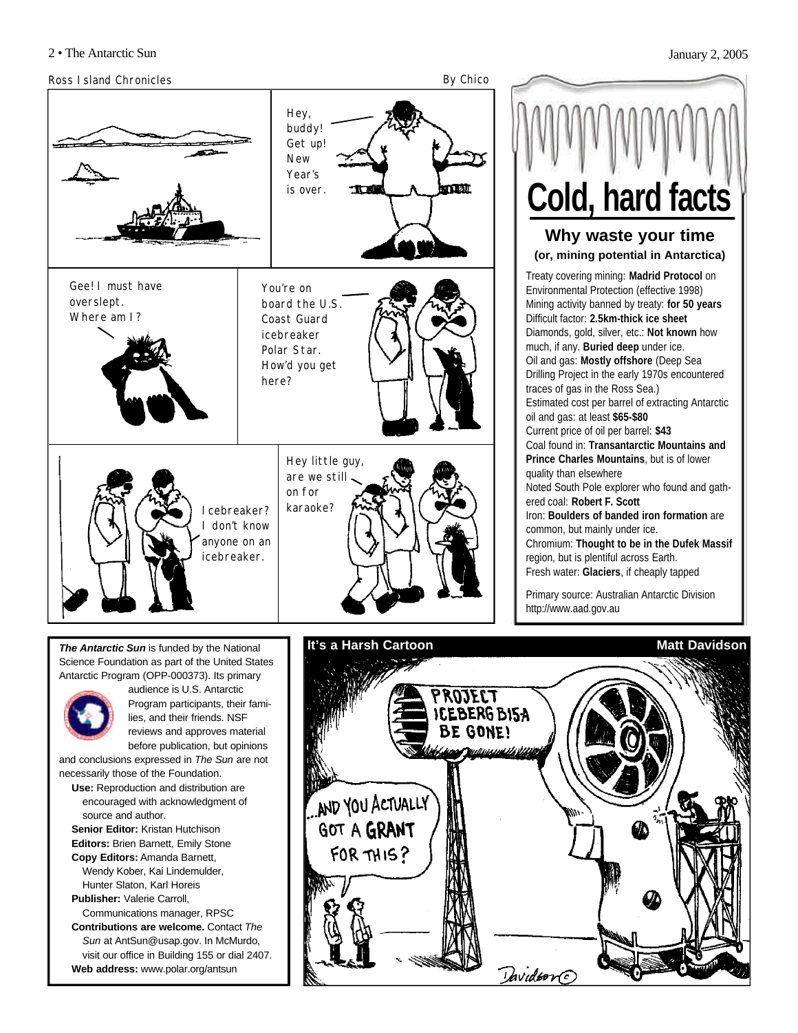## Ross Island Chronicles

By Chico

Hey, buddy! Get up! New Year's is over.

Gee! I must have overslept. Where am I?

You're on board the U.S. Coast Guard icebreaker Polar Star. How'd you get here?

Icebreaker? I don't know anyone on an icebreaker.

Hey little guy, are we still on for karaoke?

# Cold, hard facts

## Why waste your time

### (or, mining potential in Antarctica)

Treaty covering mining: **Madrid Protocol** on Environmental Protection (effective 1998)
Mining activity banned by treaty: **for 50 years**
Difficult factor: **2.5km-thick ice sheet**
Diamonds, gold, silver, etc.: **Not known** how much, if any. **Buried deep** under ice.
Oil and gas: **Mostly offshore** (Deep Sea Drilling Project in the early 1970s encountered traces of gas in the Ross Sea.)
Estimated cost per barrel of extracting Antarctic oil and gas: at least **$65-$80**
Current price of oil per barrel: **$43**
Coal found in: **Transantarctic Mountains and Prince Charles Mountains**, but is of lower quality than elsewhere
Noted South Pole explorer who found and gathered coal: **Robert F. Scott**
Iron: **Boulders of banded iron formation** are common, but mainly under ice.
Chromium: **Thought to be in the Dufek Massif** region, but is plentiful across Earth.
Fresh water: **Glaciers**, if cheaply tapped

Primary source: Australian Antarctic Division http://www.aad.gov.au

***The Antarctic Sun*** is funded by the National Science Foundation as part of the United States Antarctic Program (OPP-000373). Its primary audience is U.S. Antarctic Program participants, their families, and their friends. NSF reviews and approves material before publication, but opinions and conclusions expressed in *The Sun* are not necessarily those of the Foundation.

**Use:** Reproduction and distribution are encouraged with acknowledgment of source and author.
**Senior Editor:** Kristan Hutchison
**Editors:** Brien Barnett, Emily Stone
**Copy Editors:** Amanda Barnett, Wendy Kober, Kai Lindemulder, Hunter Slaton, Karl Horeis
**Publisher:** Valerie Carroll, Communications manager, RPSC
**Contributions are welcome.** Contact *The Sun* at AntSun@usap.gov. In McMurdo, visit our office in Building 155 or dial 2407.
**Web address:** www.polar.org/antsun

## It's a Harsh Cartoon

Matt Davidson

PROJECT ICEBERG B15A BE GONE!

...AND YOU ACTUALLY GOT A GRANT FOR THIS?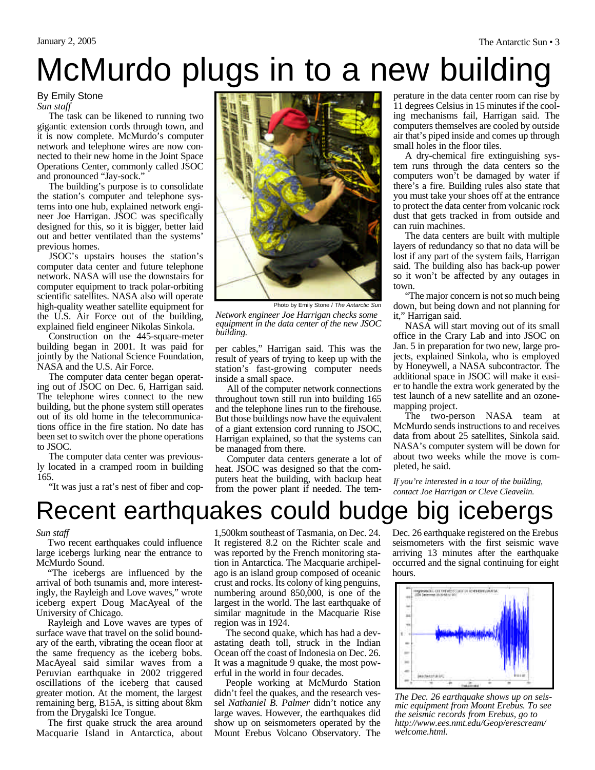# McMurdo plugs in to a new building

By Emily Stone
*Sun staff*

The task can be likened to running two gigantic extension cords through town, and it is now complete. McMurdo's computer network and telephone wires are now connected to their new home in the Joint Space Operations Center, commonly called JSOC and pronounced "Jay-sock."

The building's purpose is to consolidate the station's computer and telephone systems into one hub, explained network engineer Joe Harrigan. JSOC was specifically designed for this, so it is bigger, better laid out and better ventilated than the systems' previous homes.

JSOC's upstairs houses the station's computer data center and future telephone network. NASA will use the downstairs for computer equipment to track polar-orbiting scientific satellites. NASA also will operate high-quality weather satellite equipment for the U.S. Air Force out of the building, explained field engineer Nikolas Sinkola.

Construction on the 445-square-meter building began in 2001. It was paid for jointly by the National Science Foundation, NASA and the U.S. Air Force.

The computer data center began operating out of JSOC on Dec. 6, Harrigan said. The telephone wires connect to the new building, but the phone system still operates out of its old home in the telecommunications office in the fire station. No date has been set to switch over the phone operations to JSOC.

The computer data center was previously located in a cramped room in building 165.

"It was just a rat's nest of fiber and copper cables," Harrigan said. This was the result of years of trying to keep up with the station's fast-growing computer needs inside a small space.

Photo by Emily Stone / *The Antarctic Sun*

*Network engineer Joe Harrigan checks some equipment in the data center of the new JSOC building.*

All of the computer network connections throughout town still run into building 165 and the telephone lines run to the firehouse. But those buildings now have the equivalent of a giant extension cord running to JSOC, Harrigan explained, so that the systems can be managed from there.

Computer data centers generate a lot of heat. JSOC was designed so that the computers heat the building, with backup heat from the power plant if needed. The temperature in the data center room can rise by 11 degrees Celsius in 15 minutes if the cooling mechanisms fail, Harrigan said. The computers themselves are cooled by outside air that's piped inside and comes up through small holes in the floor tiles.

A dry-chemical fire extinguishing system runs through the data centers so the computers won't be damaged by water if there's a fire. Building rules also state that you must take your shoes off at the entrance to protect the data center from volcanic rock dust that gets tracked in from outside and can ruin machines.

The data centers are built with multiple layers of redundancy so that no data will be lost if any part of the system fails, Harrigan said. The building also has back-up power so it won't be affected by any outages in town.

"The major concern is not so much being down, but being down and not planning for it," Harrigan said.

NASA will start moving out of its small office in the Crary Lab and into JSOC on Jan. 5 in preparation for two new, large projects, explained Sinkola, who is employed by Honeywell, a NASA subcontractor. The additional space in JSOC will make it easier to handle the extra work generated by the test launch of a new satellite and an ozone-mapping project.

The two-person NASA team at McMurdo sends instructions to and receives data from about 25 satellites, Sinkola said. NASA's computer system will be down for about two weeks while the move is completed, he said.

*If you're interested in a tour of the building, contact Joe Harrigan or Cleve Cleavelin.*

# Recent earthquakes could budge big icebergs

*Sun staff*

Two recent earthquakes could influence large icebergs lurking near the entrance to McMurdo Sound.

"The icebergs are influenced by the arrival of both tsunamis and, more interestingly, the Rayleigh and Love waves," wrote iceberg expert Doug MacAyeal of the University of Chicago.

Rayleigh and Love waves are types of surface wave that travel on the solid boundary of the earth, vibrating the ocean floor at the same frequency as the iceberg bobs. MacAyeal said similar waves from a Peruvian earthquake in 2002 triggered oscillations of the iceberg that caused greater motion. At the moment, the largest remaining berg, B15A, is sitting about 8km from the Drygalski Ice Tongue.

The first quake struck the area around Macquarie Island in Antarctica, about 1,500km southeast of Tasmania, on Dec. 24. It registered 8.2 on the Richter scale and was reported by the French monitoring station in Antarctica. The Macquarie archipelago is an island group composed of oceanic crust and rocks. Its colony of king penguins, numbering around 850,000, is one of the largest in the world. The last earthquake of similar magnitude in the Macquarie Rise region was in 1924.

The second quake, which has had a devastating death toll, struck in the Indian Ocean off the coast of Indonesia on Dec. 26. It was a magnitude 9 quake, the most powerful in the world in four decades.

People working at McMurdo Station didn't feel the quakes, and the research vessel *Nathaniel B. Palmer* didn't notice any large waves. However, the earthquakes did show up on seismometers operated by the Mount Erebus Volcano Observatory. The Dec. 26 earthquake registered on the Erebus seismometers with the first seismic wave arriving 13 minutes after the earthquake occurred and the signal continuing for eight hours.

*The Dec. 26 earthquake shows up on seismic equipment from Mount Erebus. To see the seismic records from Erebus, go to http://www.ees.nmt.edu/Geop/erescream/welcome.html.*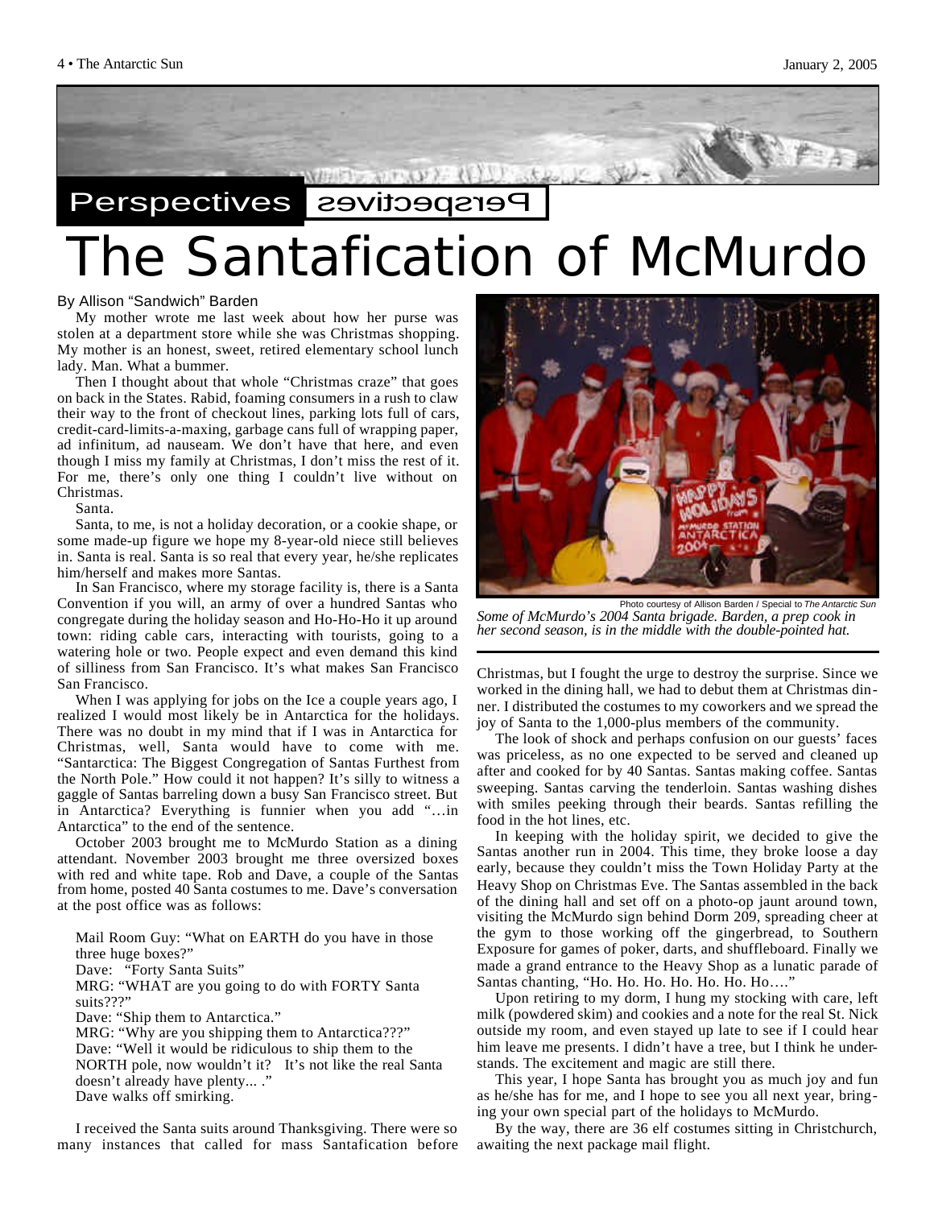Perspectives

# The Santafication of McMurdo

By Allison "Sandwich" Barden

My mother wrote me last week about how her purse was stolen at a department store while she was Christmas shopping. My mother is an honest, sweet, retired elementary school lunch lady. Man. What a bummer.

Then I thought about that whole "Christmas craze" that goes on back in the States. Rabid, foaming consumers in a rush to claw their way to the front of checkout lines, parking lots full of cars, credit-card-limits-a-maxing, garbage cans full of wrapping paper, ad infinitum, ad nauseam. We don't have that here, and even though I miss my family at Christmas, I don't miss the rest of it. For me, there's only one thing I couldn't live without on Christmas.

Santa.

Santa, to me, is not a holiday decoration, or a cookie shape, or some made-up figure we hope my 8-year-old niece still believes in. Santa is real. Santa is so real that every year, he/she replicates him/herself and makes more Santas.

In San Francisco, where my storage facility is, there is a Santa Convention if you will, an army of over a hundred Santas who congregate during the holiday season and Ho-Ho-Ho it up around town: riding cable cars, interacting with tourists, going to a watering hole or two. People expect and even demand this kind of silliness from San Francisco. It's what makes San Francisco San Francisco.

When I was applying for jobs on the Ice a couple years ago, I realized I would most likely be in Antarctica for the holidays. There was no doubt in my mind that if I was in Antarctica for Christmas, well, Santa would have to come with me. "Santarctica: The Biggest Congregation of Santas Furthest from the North Pole." How could it not happen? It's silly to witness a gaggle of Santas barreling down a busy San Francisco street. But in Antarctica? Everything is funnier when you add "…in Antarctica" to the end of the sentence.

October 2003 brought me to McMurdo Station as a dining attendant. November 2003 brought me three oversized boxes with red and white tape. Rob and Dave, a couple of the Santas from home, posted 40 Santa costumes to me. Dave's conversation at the post office was as follows:

> Mail Room Guy: "What on EARTH do you have in those three huge boxes?"
> Dave: "Forty Santa Suits"
> MRG: "WHAT are you going to do with FORTY Santa suits???"
> Dave: "Ship them to Antarctica."
> MRG: "Why are you shipping them to Antarctica???"
> Dave: "Well it would be ridiculous to ship them to the NORTH pole, now wouldn't it? It's not like the real Santa doesn't already have plenty... ."
> Dave walks off smirking.

I received the Santa suits around Thanksgiving. There were so many instances that called for mass Santafication before Christmas, but I fought the urge to destroy the surprise. Since we worked in the dining hall, we had to debut them at Christmas dinner. I distributed the costumes to my coworkers and we spread the joy of Santa to the 1,000-plus members of the community.

Photo courtesy of Allison Barden / Special to *The Antarctic Sun*

*Some of McMurdo's 2004 Santa brigade. Barden, a prep cook in her second season, is in the middle with the double-pointed hat.*

The look of shock and perhaps confusion on our guests' faces was priceless, as no one expected to be served and cleaned up after and cooked for by 40 Santas. Santas making coffee. Santas sweeping. Santas carving the tenderloin. Santas washing dishes with smiles peeking through their beards. Santas refilling the food in the hot lines, etc.

In keeping with the holiday spirit, we decided to give the Santas another run in 2004. This time, they broke loose a day early, because they couldn't miss the Town Holiday Party at the Heavy Shop on Christmas Eve. The Santas assembled in the back of the dining hall and set off on a photo-op jaunt around town, visiting the McMurdo sign behind Dorm 209, spreading cheer at the gym to those working off the gingerbread, to Southern Exposure for games of poker, darts, and shuffleboard. Finally we made a grand entrance to the Heavy Shop as a lunatic parade of Santas chanting, "Ho. Ho. Ho. Ho. Ho. Ho. Ho…."

Upon retiring to my dorm, I hung my stocking with care, left milk (powdered skim) and cookies and a note for the real St. Nick outside my room, and even stayed up late to see if I could hear him leave me presents. I didn't have a tree, but I think he understands. The excitement and magic are still there.

This year, I hope Santa has brought you as much joy and fun as he/she has for me, and I hope to see you all next year, bringing your own special part of the holidays to McMurdo.

By the way, there are 36 elf costumes sitting in Christchurch, awaiting the next package mail flight.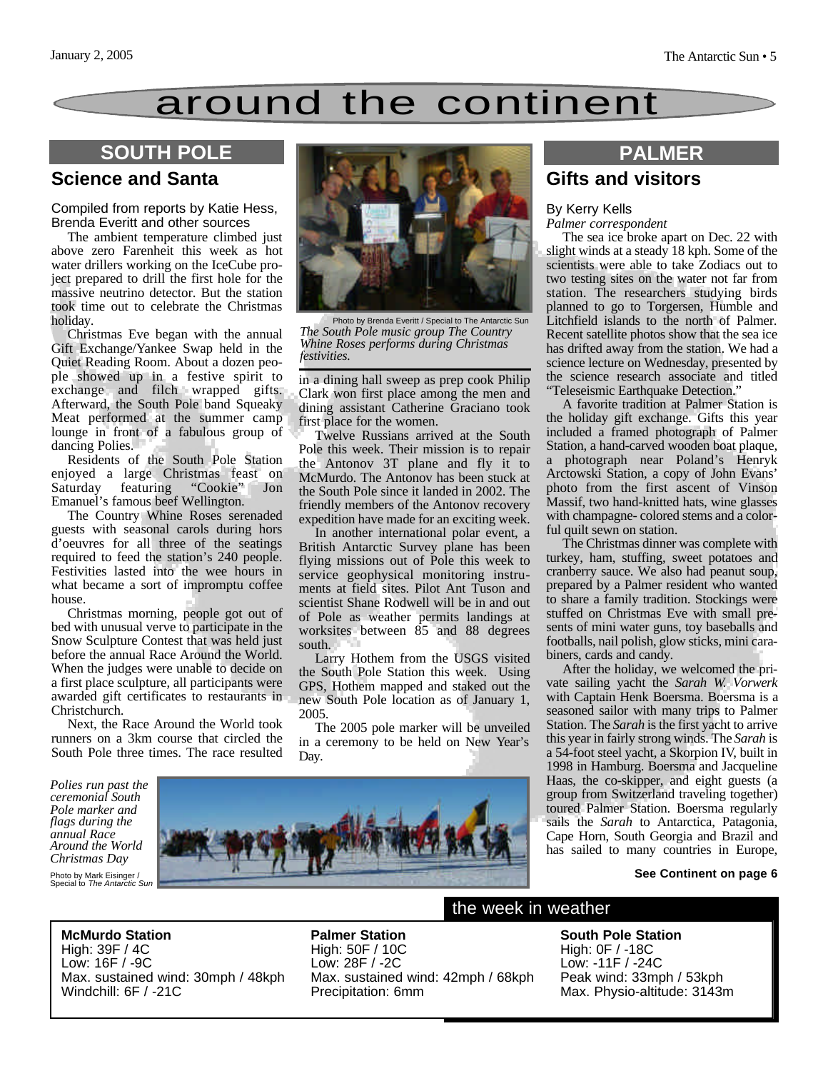# around the continent

## SOUTH POLE

### Science and Santa

Compiled from reports by Katie Hess, Brenda Everitt and other sources

The ambient temperature climbed just above zero Farenheit this week as hot water drillers working on the IceCube project prepared to drill the first hole for the massive neutrino detector. But the station took time out to celebrate the Christmas holiday.

Christmas Eve began with the annual Gift Exchange/Yankee Swap held in the Quiet Reading Room. About a dozen people showed up in a festive spirit to exchange and filch wrapped gifts. Afterward, the South Pole band Squeaky Meat performed at the summer camp lounge in front of a fabulous group of dancing Polies.

Residents of the South Pole Station enjoyed a large Christmas feast on Saturday featuring "Cookie" Jon Emanuel's famous beef Wellington.

The Country Whine Roses serenaded guests with seasonal carols during hors d'oeuvres for all three of the seatings required to feed the station's 240 people. Festivities lasted into the wee hours in what became a sort of impromptu coffee house.

Christmas morning, people got out of bed with unusual verve to participate in the Snow Sculpture Contest that was held just before the annual Race Around the World. When the judges were unable to decide on a first place sculpture, all participants were awarded gift certificates to restaurants in Christchurch.

Next, the Race Around the World took runners on a 3km course that circled the South Pole three times. The race resulted in a dining hall sweep as prep cook Philip Clark won first place among the men and dining assistant Catherine Graciano took first place for the women.

Photo by Brenda Everitt / Special to The Antarctic Sun

*The South Pole music group The Country Whine Roses performs during Christmas festivities.*

Twelve Russians arrived at the South Pole this week. Their mission is to repair the Antonov 3T plane and fly it to McMurdo. The Antonov has been stuck at the South Pole since it landed in 2002. The friendly members of the Antonov recovery expedition have made for an exciting week.

In another international polar event, a British Antarctic Survey plane has been flying missions out of Pole this week to service geophysical monitoring instruments at field sites. Pilot Ant Tuson and scientist Shane Rodwell will be in and out of Pole as weather permits landings at worksites between 85 and 88 degrees south.

Larry Hothem from the USGS visited the South Pole Station this week. Using GPS, Hothem mapped and staked out the new South Pole location as of January 1, 2005.

The 2005 pole marker will be unveiled in a ceremony to be held on New Year's Day.

*Polies run past the ceremonial South Pole marker and flags during the annual Race Around the World Christmas Day*

Photo by Mark Eisinger / Special to *The Antarctic Sun*

## PALMER

### Gifts and visitors

By Kerry Kells
*Palmer correspondent*

The sea ice broke apart on Dec. 22 with slight winds at a steady 18 kph. Some of the scientists were able to take Zodiacs out to two testing sites on the water not far from station. The researchers studying birds planned to go to Torgersen, Humble and Litchfield islands to the north of Palmer. Recent satellite photos show that the sea ice has drifted away from the station. We had a science lecture on Wednesday, presented by the science research associate and titled "Teleseismic Earthquake Detection."

A favorite tradition at Palmer Station is the holiday gift exchange. Gifts this year included a framed photograph of Palmer Station, a hand-carved wooden boat plaque, a photograph near Poland's Henryk Arctowski Station, a copy of John Evans' photo from the first ascent of Vinson Massif, two hand-knitted hats, wine glasses with champagne- colored stems and a colorful quilt sewn on station.

The Christmas dinner was complete with turkey, ham, stuffing, sweet potatoes and cranberry sauce. We also had peanut soup, prepared by a Palmer resident who wanted to share a family tradition. Stockings were stuffed on Christmas Eve with small presents of mini water guns, toy baseballs and footballs, nail polish, glow sticks, mini carabiners, cards and candy.

After the holiday, we welcomed the private sailing yacht the *Sarah W. Vorwerk* with Captain Henk Boersma. Boersma is a seasoned sailor with many trips to Palmer Station. The *Sarah* is the first yacht to arrive this year in fairly strong winds. The *Sarah* is a 54-foot steel yacht, a Skorpion IV, built in 1998 in Hamburg. Boersma and Jacqueline Haas, the co-skipper, and eight guests (a group from Switzerland traveling together) toured Palmer Station. Boersma regularly sails the *Sarah* to Antarctica, Patagonia, Cape Horn, South Georgia and Brazil and has sailed to many countries in Europe,

**See Continent on page 6**

## the week in weather

**McMurdo Station**
High: 39F / 4C
Low: 16F / -9C
Max. sustained wind: 30mph / 48kph
Windchill: 6F / -21C

**Palmer Station**
High: 50F / 10C
Low: 28F / -2C
Max. sustained wind: 42mph / 68kph
Precipitation: 6mm

**South Pole Station**
High: 0F / -18C
Low: -11F / -24C
Peak wind: 33mph / 53kph
Max. Physio-altitude: 3143m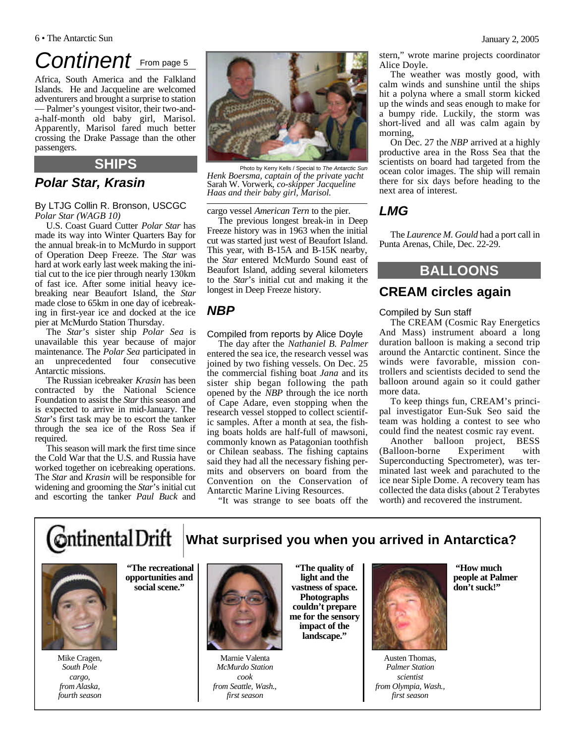# Continent

From page 5

Africa, South America and the Falkland Islands. He and Jacqueline are welcomed adventurers and brought a surprise to station — Palmer's youngest visitor, their two-and-a-half-month old baby girl, Marisol. Apparently, Marisol fared much better crossing the Drake Passage than the other passengers.

Photo by Kerry Kells / Special to *The Antarctic Sun*

*Henk Boersma, captain of the private yacht* Sarah W. Vorwerk, *co-skipper Jacqueline Haas and their baby girl, Marisol.*

## SHIPS

### Polar Star, Krasin

By LTJG Collin R. Bronson, USCGC *Polar Star (WAGB 10)*

U.S. Coast Guard Cutter *Polar Star* has made its way into Winter Quarters Bay for the annual break-in to McMurdo in support of Operation Deep Freeze. The *Star* was hard at work early last week making the initial cut to the ice pier through nearly 130km of fast ice. After some initial heavy icebreaking near Beaufort Island, the *Star* made close to 65km in one day of icebreaking in first-year ice and docked at the ice pier at McMurdo Station Thursday.

The *Star*'s sister ship *Polar Sea* is unavailable this year because of major maintenance. The *Polar Sea* participated in an unprecedented four consecutive Antarctic missions.

The Russian icebreaker *Krasin* has been contracted by the National Science Foundation to assist the *Star* this season and is expected to arrive in mid-January. The *Star*'s first task may be to escort the tanker through the sea ice of the Ross Sea if required.

This season will mark the first time since the Cold War that the U.S. and Russia have worked together on icebreaking operations. The *Star* and *Krasin* will be responsible for widening and grooming the *Star*'s initial cut and escorting the tanker *Paul Buck* and cargo vessel *American Tern* to the pier.

The previous longest break-in in Deep Freeze history was in 1963 when the initial cut was started just west of Beaufort Island. This year, with B-15A and B-15K nearby, the *Star* entered McMurdo Sound east of Beaufort Island, adding several kilometers to the *Star*'s initial cut and making it the longest in Deep Freeze history.

### NBP

Compiled from reports by Alice Doyle

The day after the *Nathaniel B. Palmer* entered the sea ice, the research vessel was joined by two fishing vessels. On Dec. 25 the commercial fishing boat *Jana* and its sister ship began following the path opened by the *NBP* through the ice north of Cape Adare, even stopping when the research vessel stopped to collect scientific samples. After a month at sea, the fishing boats holds are half-full of mawsoni, commonly known as Patagonian toothfish or Chilean seabass. The fishing captains said they had all the necessary fishing permits and observers on board from the Convention on the Conservation of Antarctic Marine Living Resources.

"It was strange to see boats off the stern," wrote marine projects coordinator Alice Doyle.

The weather was mostly good, with calm winds and sunshine until the ships hit a polyna where a small storm kicked up the winds and seas enough to make for a bumpy ride. Luckily, the storm was short-lived and all was calm again by morning,

On Dec. 27 the *NBP* arrived at a highly productive area in the Ross Sea that the scientists on board had targeted from the ocean color images. The ship will remain there for six days before heading to the next area of interest.

### LMG

The *Laurence M. Gould* had a port call in Punta Arenas, Chile, Dec. 22-29.

## BALLOONS

### CREAM circles again

Compiled by Sun staff

The CREAM (Cosmic Ray Energetics And Mass) instrument aboard a long duration balloon is making a second trip around the Antarctic continent. Since the winds were favorable, mission controllers and scientists decided to send the balloon around again so it could gather more data.

To keep things fun, CREAM's principal investigator Eun-Suk Seo said the team was holding a contest to see who could find the neatest cosmic ray event.

Another balloon project, BESS (Balloon-borne Experiment with Superconducting Spectrometer), was terminated last week and parachuted to the ice near Siple Dome. A recovery team has collected the data disks (about 2 Terabytes worth) and recovered the instrument.

## Continental Drift — What surprised you when you arrived in Antarctica?

**"The recreational opportunities and social scene."**

Mike Cragen, *South Pole cargo, from Alaska, fourth season*

**"The quality of light and the vastness of space. Photographs couldn't prepare me for the sensory impact of the landscape."**

Marnie Valenta, *McMurdo Station cook from Seattle, Wash., first season*

**"How much people at Palmer don't suck!"**

Austen Thomas, *Palmer Station scientist from Olympia, Wash., first season*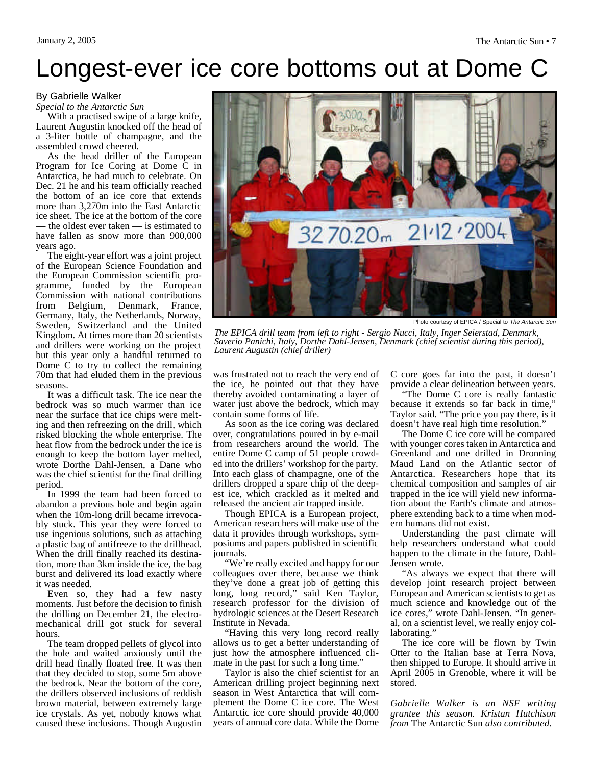# Longest-ever ice core bottoms out at Dome C

By Gabrielle Walker
*Special to the Antarctic Sun*

With a practised swipe of a large knife, Laurent Augustin knocked off the head of a 3-liter bottle of champagne, and the assembled crowd cheered.

As the head driller of the European Program for Ice Coring at Dome C in Antarctica, he had much to celebrate. On Dec. 21 he and his team officially reached the bottom of an ice core that extends more than 3,270m into the East Antarctic ice sheet. The ice at the bottom of the core — the oldest ever taken — is estimated to have fallen as snow more than 900,000 years ago.

The eight-year effort was a joint project of the European Science Foundation and the European Commission scientific programme, funded by the European Commission with national contributions from Belgium, Denmark, France, Germany, Italy, the Netherlands, Norway, Sweden, Switzerland and the United Kingdom. At times more than 20 scientists and drillers were working on the project but this year only a handful returned to Dome C to try to collect the remaining 70m that had eluded them in the previous seasons.

It was a difficult task. The ice near the bedrock was so much warmer than ice near the surface that ice chips were melting and then refreezing on the drill, which risked blocking the whole enterprise. The heat flow from the bedrock under the ice is enough to keep the bottom layer melted, wrote Dorthe Dahl-Jensen, a Dane who was the chief scientist for the final drilling period.

In 1999 the team had been forced to abandon a previous hole and begin again when the 10m-long drill became irrevocably stuck. This year they were forced to use ingenious solutions, such as attaching a plastic bag of antifreeze to the drillhead. When the drill finally reached its destination, more than 3km inside the ice, the bag burst and delivered its load exactly where it was needed.

Even so, they had a few nasty moments. Just before the decision to finish the drilling on December 21, the electromechanical drill got stuck for several hours.

The team dropped pellets of glycol into the hole and waited anxiously until the drill head finally floated free. It was then that they decided to stop, some 5m above the bedrock. Near the bottom of the core, the drillers observed inclusions of reddish brown material, between extremely large ice crystals. As yet, nobody knows what caused these inclusions. Though Augustin was frustrated not to reach the very end of the ice, he pointed out that they have thereby avoided contaminating a layer of water just above the bedrock, which may contain some forms of life.

Photo courtesy of EPICA / Special to *The Antarctic Sun*

*The EPICA drill team from left to right - Sergio Nucci, Italy, Inger Seierstad, Denmark, Saverio Panichi, Italy, Dorthe Dahl-Jensen, Denmark (chief scientist during this period), Laurent Augustin (chief driller)*

As soon as the ice coring was declared over, congratulations poured in by e-mail from researchers around the world. The entire Dome C camp of 51 people crowded into the drillers' workshop for the party. Into each glass of champagne, one of the drillers dropped a spare chip of the deepest ice, which crackled as it melted and released the ancient air trapped inside.

Though EPICA is a European project, American researchers will make use of the data it provides through workshops, symposiums and papers published in scientific journals.

"We're really excited and happy for our colleagues over there, because we think they've done a great job of getting this long, long record," said Ken Taylor, research professor for the division of hydrologic sciences at the Desert Research Institute in Nevada.

"Having this very long record really allows us to get a better understanding of just how the atmosphere influenced climate in the past for such a long time."

Taylor is also the chief scientist for an American drilling project beginning next season in West Antarctica that will complement the Dome C ice core. The West Antarctic ice core should provide 40,000 years of annual core data. While the Dome C core goes far into the past, it doesn't provide a clear delineation between years.

"The Dome C core is really fantastic because it extends so far back in time," Taylor said. "The price you pay there, is it doesn't have real high time resolution."

The Dome C ice core will be compared with younger cores taken in Antarctica and Greenland and one drilled in Dronning Maud Land on the Atlantic sector of Antarctica. Researchers hope that its chemical composition and samples of air trapped in the ice will yield new information about the Earth's climate and atmosphere extending back to a time when modern humans did not exist.

Understanding the past climate will help researchers understand what could happen to the climate in the future, Dahl-Jensen wrote.

"As always we expect that there will develop joint research project between European and American scientists to get as much science and knowledge out of the ice cores," wrote Dahl-Jensen. "In general, on a scientist level, we really enjoy collaborating."

The ice core will be flown by Twin Otter to the Italian base at Terra Nova, then shipped to Europe. It should arrive in April 2005 in Grenoble, where it will be stored.

*Gabrielle Walker is an NSF writing grantee this season. Kristan Hutchison from* The Antarctic Sun *also contributed.*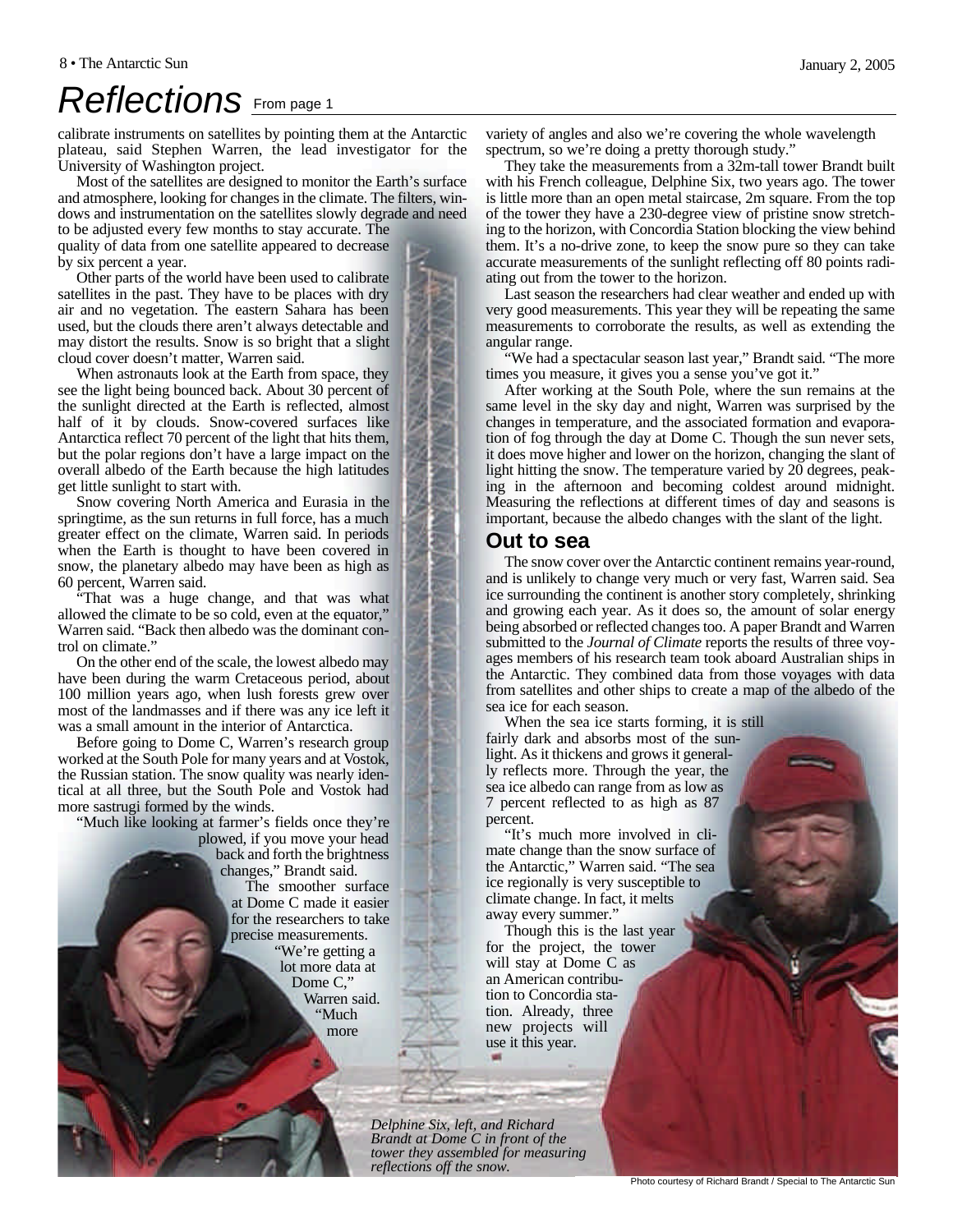# Reflections

From page 1

calibrate instruments on satellites by pointing them at the Antarctic plateau, said Stephen Warren, the lead investigator for the University of Washington project.

Most of the satellites are designed to monitor the Earth's surface and atmosphere, looking for changes in the climate. The filters, windows and instrumentation on the satellites slowly degrade and need to be adjusted every few months to stay accurate. The quality of data from one satellite appeared to decrease by six percent a year.

Other parts of the world have been used to calibrate satellites in the past. They have to be places with dry air and no vegetation. The eastern Sahara has been used, but the clouds there aren't always detectable and may distort the results. Snow is so bright that a slight cloud cover doesn't matter, Warren said.

When astronauts look at the Earth from space, they see the light being bounced back. About 30 percent of the sunlight directed at the Earth is reflected, almost half of it by clouds. Snow-covered surfaces like Antarctica reflect 70 percent of the light that hits them, but the polar regions don't have a large impact on the overall albedo of the Earth because the high latitudes get little sunlight to start with.

Snow covering North America and Eurasia in the springtime, as the sun returns in full force, has a much greater effect on the climate, Warren said. In periods when the Earth is thought to have been covered in snow, the planetary albedo may have been as high as 60 percent, Warren said.

"That was a huge change, and that was what allowed the climate to be so cold, even at the equator," Warren said. "Back then albedo was the dominant control on climate."

On the other end of the scale, the lowest albedo may have been during the warm Cretaceous period, about 100 million years ago, when lush forests grew over most of the landmasses and if there was any ice left it was a small amount in the interior of Antarctica.

Before going to Dome C, Warren's research group worked at the South Pole for many years and at Vostok, the Russian station. The snow quality was nearly identical at all three, but the South Pole and Vostok had more sastrugi formed by the winds.

"Much like looking at farmer's fields once they're plowed, if you move your head back and forth the brightness changes," Brandt said.

The smoother surface at Dome C made it easier for the researchers to take precise measurements.

"We're getting a lot more data at Dome C," Warren said. "Much more variety of angles and also we're covering the whole wavelength spectrum, so we're doing a pretty thorough study."

They take the measurements from a 32m-tall tower Brandt built with his French colleague, Delphine Six, two years ago. The tower is little more than an open metal staircase, 2m square. From the top of the tower they have a 230-degree view of pristine snow stretching to the horizon, with Concordia Station blocking the view behind them. It's a no-drive zone, to keep the snow pure so they can take accurate measurements of the sunlight reflecting off 80 points radiating out from the tower to the horizon.

Last season the researchers had clear weather and ended up with very good measurements. This year they will be repeating the same measurements to corroborate the results, as well as extending the angular range.

"We had a spectacular season last year," Brandt said. "The more times you measure, it gives you a sense you've got it."

After working at the South Pole, where the sun remains at the same level in the sky day and night, Warren was surprised by the changes in temperature, and the associated formation and evaporation of fog through the day at Dome C. Though the sun never sets, it does move higher and lower on the horizon, changing the slant of light hitting the snow. The temperature varied by 20 degrees, peaking in the afternoon and becoming coldest around midnight. Measuring the reflections at different times of day and seasons is important, because the albedo changes with the slant of the light.

## Out to sea

The snow cover over the Antarctic continent remains year-round, and is unlikely to change very much or very fast, Warren said. Sea ice surrounding the continent is another story completely, shrinking and growing each year. As it does so, the amount of solar energy being absorbed or reflected changes too. A paper Brandt and Warren submitted to the *Journal of Climate* reports the results of three voyages members of his research team took aboard Australian ships in the Antarctic. They combined data from those voyages with data from satellites and other ships to create a map of the albedo of the sea ice for each season.

When the sea ice starts forming, it is still fairly dark and absorbs most of the sunlight. As it thickens and grows it generally reflects more. Through the year, the sea ice albedo can range from as low as 7 percent reflected to as high as 87 percent.

"It's much more involved in climate change than the snow surface of the Antarctic," Warren said. "The sea ice regionally is very susceptible to climate change. In fact, it melts away every summer."

Though this is the last year for the project, the tower will stay at Dome C as an American contribution to Concordia station. Already, three new projects will use it this year.

*Delphine Six, left, and Richard Brandt at Dome C in front of the tower they assembled for measuring reflections off the snow.*

Photo courtesy of Richard Brandt / Special to The Antarctic Sun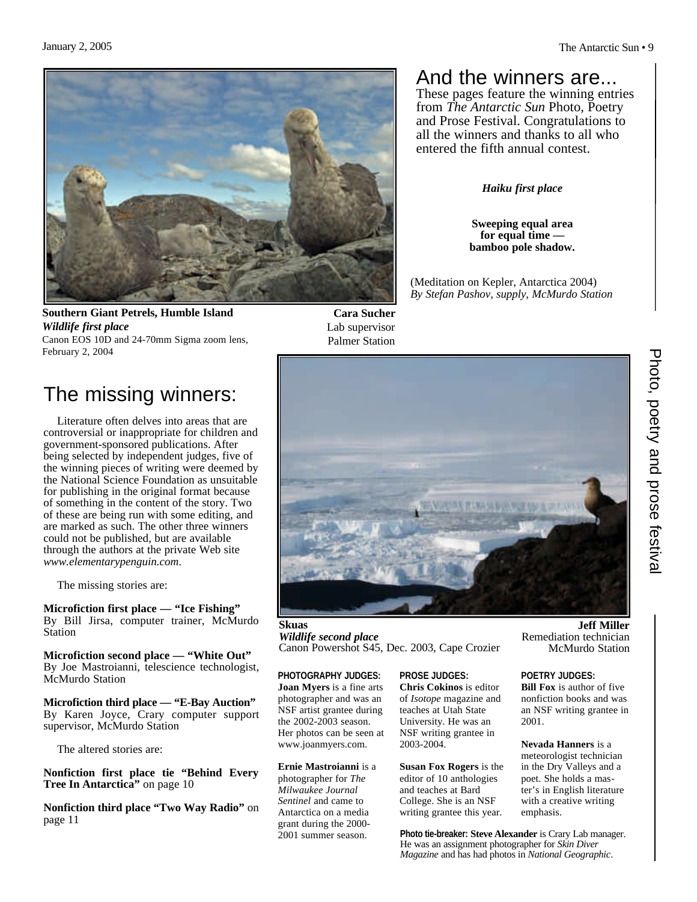## And the winners are...

These pages feature the winning entries from *The Antarctic Sun* Photo, Poetry and Prose Festival. Congratulations to all the winners and thanks to all who entered the fifth annual contest.

**Southern Giant Petrels, Humble Island**
***Wildlife first place***
Canon EOS 10D and 24-70mm Sigma zoom lens, February 2, 2004

**Cara Sucher**
Lab supervisor
Palmer Station

***Haiku first place***

**Sweeping equal area**
**for equal time —**
**bamboo pole shadow.**

(Meditation on Kepler, Antarctica 2004)
*By Stefan Pashov, supply, McMurdo Station*

## The missing winners:

Literature often delves into areas that are controversial or inappropriate for children and government-sponsored publications. After being selected by independent judges, five of the winning pieces of writing were deemed by the National Science Foundation as unsuitable for publishing in the original format because of something in the content of the story. Two of these are being run with some editing, and are marked as such. The other three winners could not be published, but are available through the authors at the private Web site *www.elementarypenguin.com*.

The missing stories are:

**Microfiction first place — "Ice Fishing"**
By Bill Jirsa, computer trainer, McMurdo Station

**Microfiction second place — "White Out"**
By Joe Mastroianni, telescience technologist, McMurdo Station

**Microfiction third place — "E-Bay Auction"**
By Karen Joyce, Crary computer support supervisor, McMurdo Station

The altered stories are:

**Nonfiction first place tie "Behind Every Tree In Antarctica"** on page 10

**Nonfiction third place "Two Way Radio"** on page 11

**Skuas**
***Wildlife second place***
Canon Powershot S45, Dec. 2003, Cape Crozier

**Jeff Miller**
Remediation technician
McMurdo Station

**PHOTOGRAPHY JUDGES:**

**Joan Myers** is a fine arts photographer and was an NSF artist grantee during the 2002-2003 season. Her photos can be seen at www.joanmyers.com.

**Ernie Mastroianni** is a photographer for *The Milwaukee Journal Sentinel* and came to Antarctica on a media grant during the 2000-2001 summer season.

**PROSE JUDGES:**

**Chris Cokinos** is editor of *Isotope* magazine and teaches at Utah State University. He was an NSF writing grantee in 2003-2004.

**Susan Fox Rogers** is the editor of 10 anthologies and teaches at Bard College. She is an NSF writing grantee this year.

**POETRY JUDGES:**

**Bill Fox** is author of five nonfiction books and was an NSF writing grantee in 2001.

**Nevada Hanners** is a meteorologist technician in the Dry Valleys and a poet. She holds a master's in English literature with a creative writing emphasis.

**Photo tie-breaker: Steve Alexander** is Crary Lab manager. He was an assignment photographer for *Skin Diver Magazine* and has had photos in *National Geographic*.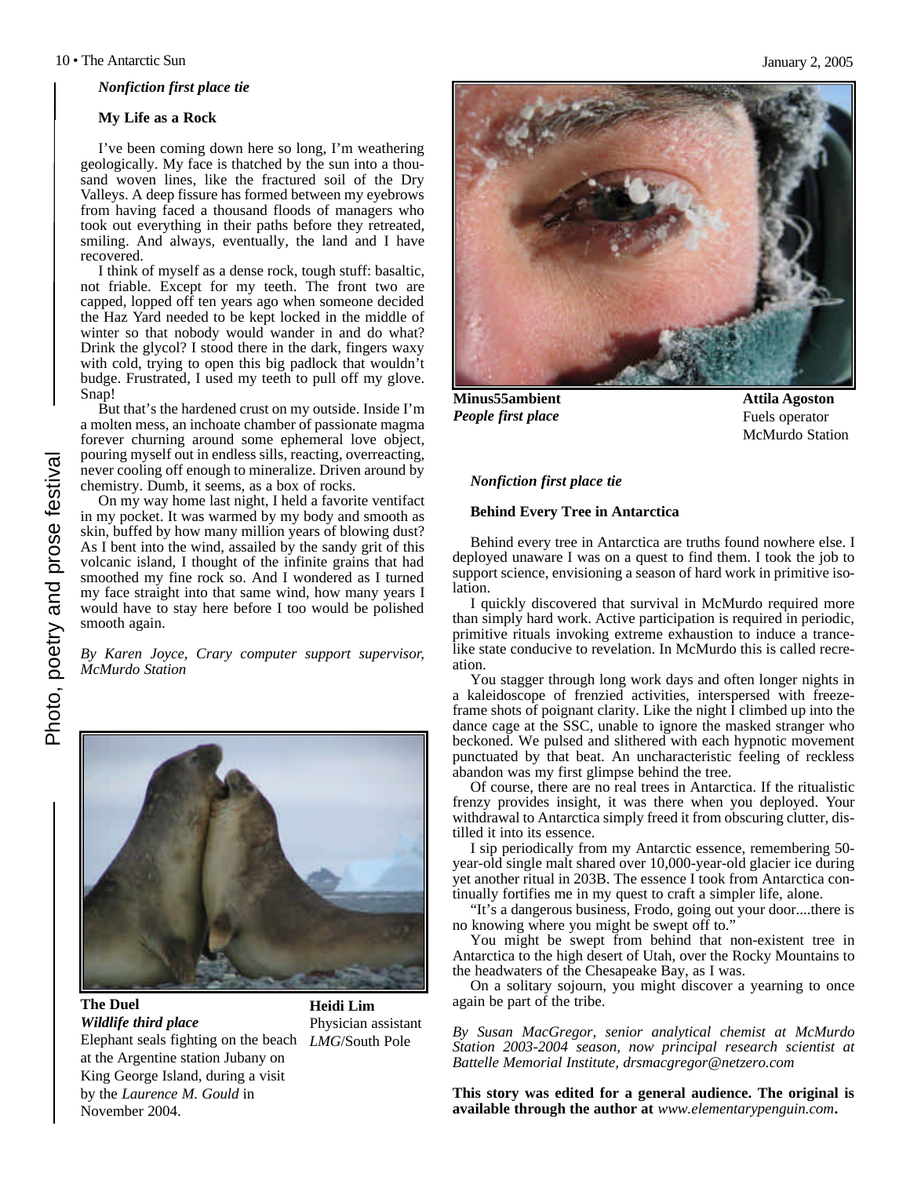*Nonfiction first place tie*

**My Life as a Rock**

I've been coming down here so long, I'm weathering geologically. My face is thatched by the sun into a thousand woven lines, like the fractured soil of the Dry Valleys. A deep fissure has formed between my eyebrows from having faced a thousand floods of managers who took out everything in their paths before they retreated, smiling. And always, eventually, the land and I have recovered.

I think of myself as a dense rock, tough stuff: basaltic, not friable. Except for my teeth. The front two are capped, lopped off ten years ago when someone decided the Haz Yard needed to be kept locked in the middle of winter so that nobody would wander in and do what? Drink the glycol? I stood there in the dark, fingers waxy with cold, trying to open this big padlock that wouldn't budge. Frustrated, I used my teeth to pull off my glove. Snap!

But that's the hardened crust on my outside. Inside I'm a molten mess, an inchoate chamber of passionate magma forever churning around some ephemeral love object, pouring myself out in endless sills, reacting, overreacting, never cooling off enough to mineralize. Driven around by chemistry. Dumb, it seems, as a box of rocks.

On my way home last night, I held a favorite ventifact in my pocket. It was warmed by my body and smooth as skin, buffed by how many million years of blowing dust? As I bent into the wind, assailed by the sandy grit of this volcanic island, I thought of the infinite grains that had smoothed my fine rock so. And I wondered as I turned my face straight into that same wind, how many years I would have to stay here before I too would be polished smooth again.

*By Karen Joyce, Crary computer support supervisor, McMurdo Station*

**The Duel**
*Wildlife third place*
Elephant seals fighting on the beach at the Argentine station Jubany on King George Island, during a visit by the *Laurence M. Gould* in November 2004.

**Heidi Lim**
Physician assistant
*LMG*/South Pole

**Minus55ambient**
*People first place*

**Attila Agoston**
Fuels operator
McMurdo Station

*Nonfiction first place tie*

**Behind Every Tree in Antarctica**

Behind every tree in Antarctica are truths found nowhere else. I deployed unaware I was on a quest to find them. I took the job to support science, envisioning a season of hard work in primitive isolation.

I quickly discovered that survival in McMurdo required more than simply hard work. Active participation is required in periodic, primitive rituals invoking extreme exhaustion to induce a trance-like state conducive to revelation. In McMurdo this is called recreation.

You stagger through long work days and often longer nights in a kaleidoscope of frenzied activities, interspersed with freeze-frame shots of poignant clarity. Like the night I climbed up into the dance cage at the SSC, unable to ignore the masked stranger who beckoned. We pulsed and slithered with each hypnotic movement punctuated by that beat. An uncharacteristic feeling of reckless abandon was my first glimpse behind the tree.

Of course, there are no real trees in Antarctica. If the ritualistic frenzy provides insight, it was there when you deployed. Your withdrawal to Antarctica simply freed it from obscuring clutter, distilled it into its essence.

I sip periodically from my Antarctic essence, remembering 50-year-old single malt shared over 10,000-year-old glacier ice during yet another ritual in 203B. The essence I took from Antarctica continually fortifies me in my quest to craft a simpler life, alone.

"It's a dangerous business, Frodo, going out your door....there is no knowing where you might be swept off to."

You might be swept from behind that non-existent tree in Antarctica to the high desert of Utah, over the Rocky Mountains to the headwaters of the Chesapeake Bay, as I was.

On a solitary sojourn, you might discover a yearning to once again be part of the tribe.

*By Susan MacGregor, senior analytical chemist at McMurdo Station 2003-2004 season, now principal research scientist at Battelle Memorial Institute, drsmacgregor@netzero.com*

**This story was edited for a general audience. The original is available through the author at** *www.elementarypenguin.com***.**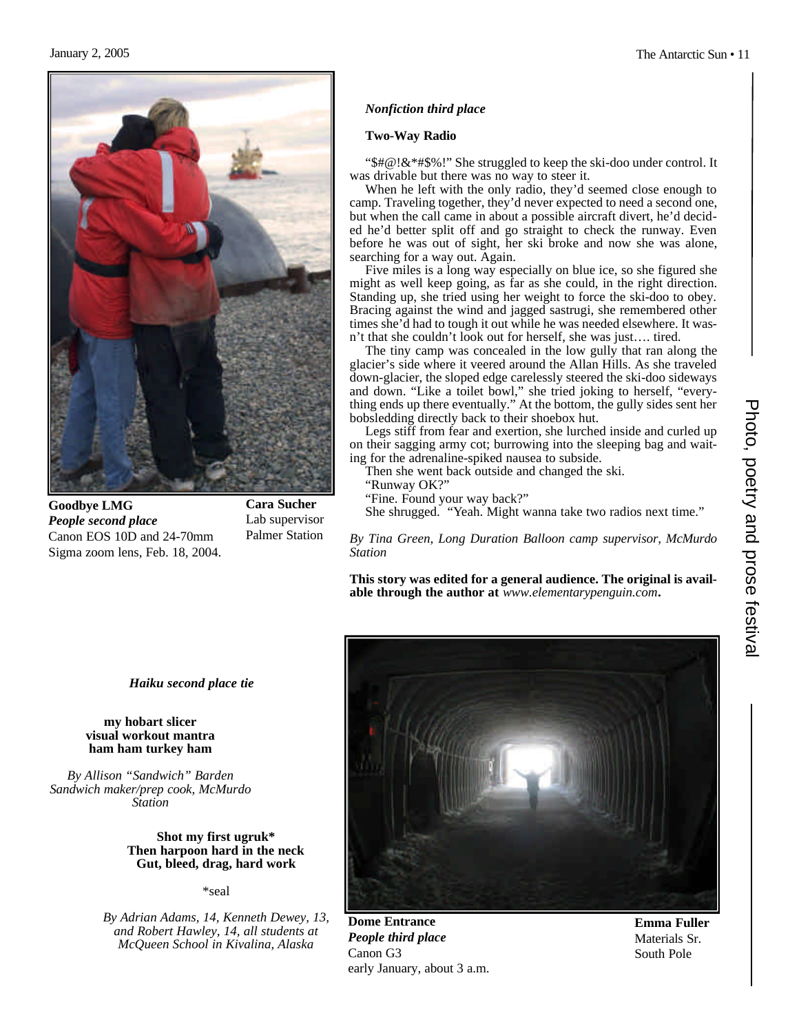Goodbye LMG
*People second place*
Canon EOS 10D and 24-70mm Sigma zoom lens, Feb. 18, 2004.

**Cara Sucher**
Lab supervisor
Palmer Station

***Nonfiction third place***

**Two-Way Radio**

"$#@!&*#$%!" She struggled to keep the ski-doo under control. It was drivable but there was no way to steer it.

When he left with the only radio, they'd seemed close enough to camp. Traveling together, they'd never expected to need a second one, but when the call came in about a possible aircraft divert, he'd decided he'd better split off and go straight to check the runway. Even before he was out of sight, her ski broke and now she was alone, searching for a way out. Again.

Five miles is a long way especially on blue ice, so she figured she might as well keep going, as far as she could, in the right direction. Standing up, she tried using her weight to force the ski-doo to obey. Bracing against the wind and jagged sastrugi, she remembered other times she'd had to tough it out while he was needed elsewhere. It wasn't that she couldn't look out for herself, she was just…. tired.

The tiny camp was concealed in the low gully that ran along the glacier's side where it veered around the Allan Hills. As she traveled down-glacier, the sloped edge carelessly steered the ski-doo sideways and down. "Like a toilet bowl," she tried joking to herself, "everything ends up there eventually." At the bottom, the gully sides sent her bobsledding directly back to their shoebox hut.

Legs stiff from fear and exertion, she lurched inside and curled up on their sagging army cot; burrowing into the sleeping bag and waiting for the adrenaline-spiked nausea to subside.

Then she went back outside and changed the ski.

"Runway OK?"

"Fine. Found your way back?"

She shrugged. "Yeah. Might wanna take two radios next time."

*By Tina Green, Long Duration Balloon camp supervisor, McMurdo Station*

**This story was edited for a general audience. The original is available through the author at** *www.elementarypenguin.com***.**

***Haiku second place tie***

**my hobart slicer**
**visual workout mantra**
**ham ham turkey ham**

*By Allison "Sandwich" Barden*
*Sandwich maker/prep cook, McMurdo Station*

**Shot my first ugruk***
**Then harpoon hard in the neck**
**Gut, bleed, drag, hard work**

*seal

*By Adrian Adams, 14, Kenneth Dewey, 13, and Robert Hawley, 14, all students at McQueen School in Kivalina, Alaska*

**Dome Entrance**
*People third place*
Canon G3
early January, about 3 a.m.

**Emma Fuller**
Materials Sr.
South Pole

Photo, poetry and prose festival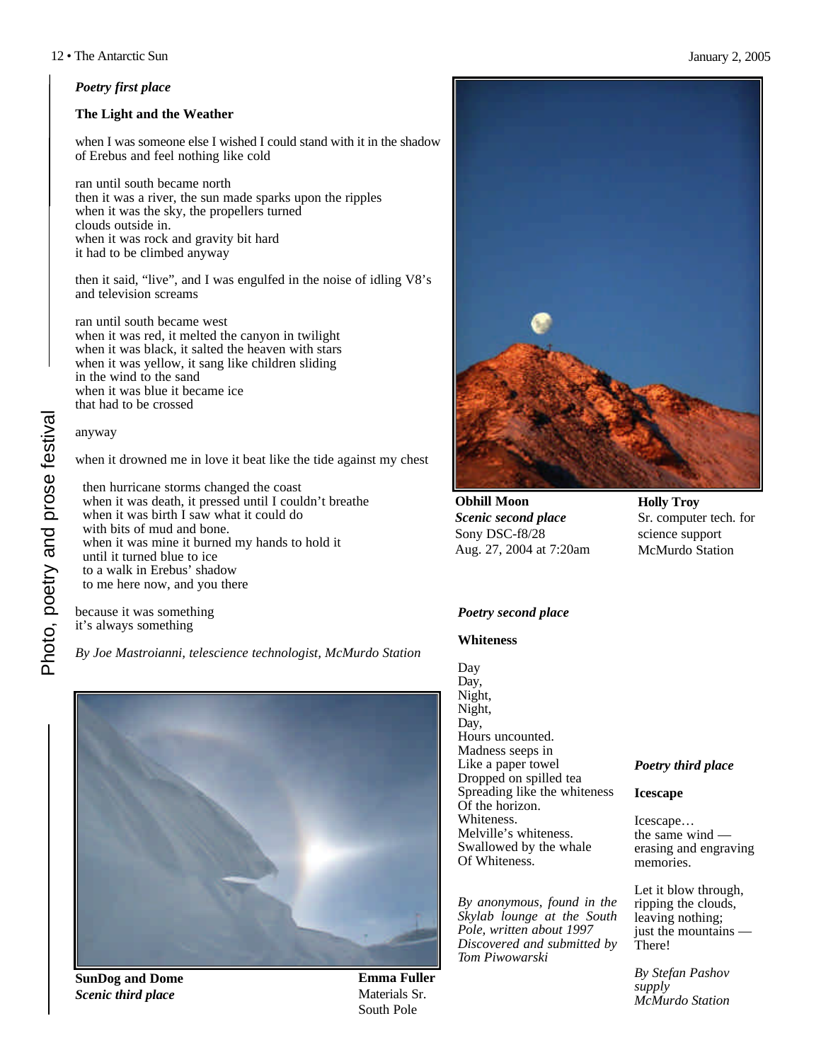Photo, poetry and prose festival

*Poetry first place*

**The Light and the Weather**

when I was someone else I wished I could stand with it in the shadow of Erebus and feel nothing like cold

ran until south became north
then it was a river, the sun made sparks upon the ripples
when it was the sky, the propellers turned
clouds outside in.
when it was rock and gravity bit hard
it had to be climbed anyway

then it said, “live”, and I was engulfed in the noise of idling V8’s and television screams

ran until south became west
when it was red, it melted the canyon in twilight
when it was black, it salted the heaven with stars
when it was yellow, it sang like children sliding
in the wind to the sand
when it was blue it became ice
that had to be crossed

anyway

when it drowned me in love it beat like the tide against my chest

then hurricane storms changed the coast
when it was death, it pressed until I couldn’t breathe
when it was birth I saw what it could do
with bits of mud and bone.
when it was mine it burned my hands to hold it
until it turned blue to ice
to a walk in Erebus’ shadow
to me here now, and you there

because it was something
it’s always something

*By Joe Mastroianni, telescience technologist, McMurdo Station*

**SunDog and Dome**
*Scenic third place*

**Emma Fuller**
Materials Sr.
South Pole

**Obhill Moon**
*Scenic second place*
Sony DSC-f8/28
Aug. 27, 2004 at 7:20am

**Holly Troy**
Sr. computer tech. for science support
McMurdo Station

*Poetry second place*

**Whiteness**

Day
Day,
Night,
Night,
Day,
Hours uncounted.
Madness seeps in
Like a paper towel
Dropped on spilled tea
Spreading like the whiteness
Of the horizon.
Whiteness.
Melville’s whiteness.
Swallowed by the whale
Of Whiteness.

*By anonymous, found in the Skylab lounge at the South Pole, written about 1997*
*Discovered and submitted by Tom Piwowarski*

*Poetry third place*

**Icescape**

Icescape…
the same wind —
erasing and engraving
memories.

Let it blow through,
ripping the clouds,
leaving nothing;
just the mountains —
There!

*By Stefan Pashov*
*supply*
*McMurdo Station*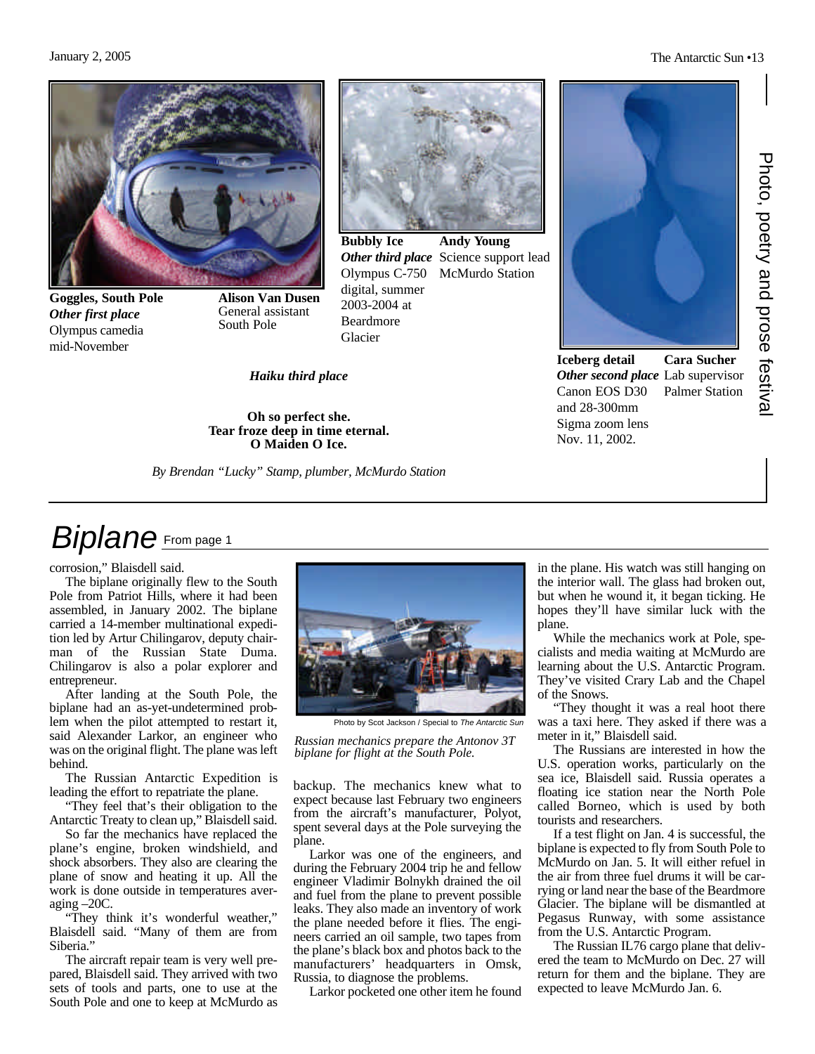**Goggles, South Pole**
***Other first place***
Olympus camedia
mid-November

**Alison Van Dusen**
General assistant
South Pole

**Bubbly Ice**
***Other third place***
Olympus C-750
digital, summer
2003-2004 at
Beardmore
Glacier

**Andy Young**
Science support lead
McMurdo Station

**Iceberg detail**
***Other second place***
Canon EOS D30
and 28-300mm
Sigma zoom lens
Nov. 11, 2002.

**Cara Sucher**
Lab supervisor
Palmer Station

***Haiku third place***

**Oh so perfect she.**
**Tear froze deep in time eternal.**
**O Maiden O Ice.**

*By Brendan "Lucky" Stamp, plumber, McMurdo Station*

Photo, poetry and prose festival

# *Biplane* From page 1

corrosion," Blaisdell said.

The biplane originally flew to the South Pole from Patriot Hills, where it had been assembled, in January 2002. The biplane carried a 14-member multinational expedition led by Artur Chilingarov, deputy chairman of the Russian State Duma. Chilingarov is also a polar explorer and entrepreneur.

After landing at the South Pole, the biplane had an as-yet-undetermined problem when the pilot attempted to restart it, said Alexander Larkor, an engineer who was on the original flight. The plane was left behind.

The Russian Antarctic Expedition is leading the effort to repatriate the plane.

"They feel that's their obligation to the Antarctic Treaty to clean up," Blaisdell said.

So far the mechanics have replaced the plane's engine, broken windshield, and shock absorbers. They also are clearing the plane of snow and heating it up. All the work is done outside in temperatures averaging –20C.

"They think it's wonderful weather," Blaisdell said. "Many of them are from Siberia."

The aircraft repair team is very well prepared, Blaisdell said. They arrived with two sets of tools and parts, one to use at the South Pole and one to keep at McMurdo as backup. The mechanics knew what to expect because last February two engineers from the aircraft's manufacturer, Polyot, spent several days at the Pole surveying the plane.

Photo by Scot Jackson / Special to *The Antarctic Sun*

*Russian mechanics prepare the Antonov 3T biplane for flight at the South Pole.*

Larkor was one of the engineers, and during the February 2004 trip he and fellow engineer Vladimir Bolnykh drained the oil and fuel from the plane to prevent possible leaks. They also made an inventory of work the plane needed before it flies. The engineers carried an oil sample, two tapes from the plane's black box and photos back to the manufacturers' headquarters in Omsk, Russia, to diagnose the problems.

Larkor pocketed one other item he found in the plane. His watch was still hanging on the interior wall. The glass had broken out, but when he wound it, it began ticking. He hopes they'll have similar luck with the plane.

While the mechanics work at Pole, specialists and media waiting at McMurdo are learning about the U.S. Antarctic Program. They've visited Crary Lab and the Chapel of the Snows.

"They thought it was a real hoot there was a taxi here. They asked if there was a meter in it," Blaisdell said.

The Russians are interested in how the U.S. operation works, particularly on the sea ice, Blaisdell said. Russia operates a floating ice station near the North Pole called Borneo, which is used by both tourists and researchers.

If a test flight on Jan. 4 is successful, the biplane is expected to fly from South Pole to McMurdo on Jan. 5. It will either refuel in the air from three fuel drums it will be carrying or land near the base of the Beardmore Glacier. The biplane will be dismantled at Pegasus Runway, with some assistance from the U.S. Antarctic Program.

The Russian IL76 cargo plane that delivered the team to McMurdo on Dec. 27 will return for them and the biplane. They are expected to leave McMurdo Jan. 6.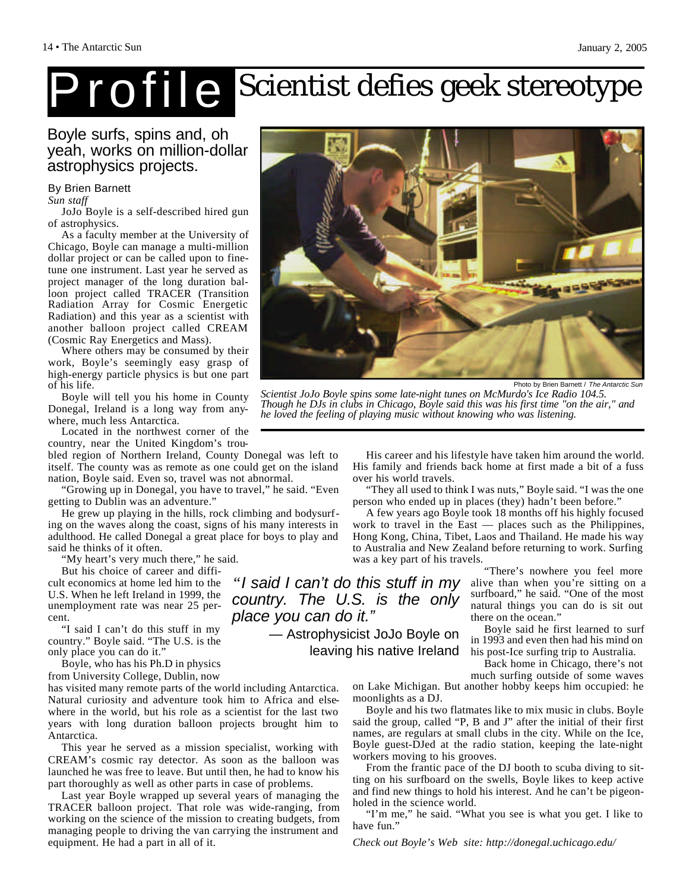# Profile Scientist defies geek stereotype

## Boyle surfs, spins and, oh yeah, works on million-dollar astrophysics projects.

By Brien Barnett
*Sun staff*

JoJo Boyle is a self-described hired gun of astrophysics.

As a faculty member at the University of Chicago, Boyle can manage a multi-million dollar project or can be called upon to fine-tune one instrument. Last year he served as project manager of the long duration balloon project called TRACER (Transition Radiation Array for Cosmic Energetic Radiation) and this year as a scientist with another balloon project called CREAM (Cosmic Ray Energetics and Mass).

Where others may be consumed by their work, Boyle's seemingly easy grasp of high-energy particle physics is but one part of his life.

Boyle will tell you his home in County Donegal, Ireland is a long way from anywhere, much less Antarctica.

Located in the northwest corner of the country, near the United Kingdom's troubled region of Northern Ireland, County Donegal was left to itself. The county was as remote as one could get on the island nation, Boyle said. Even so, travel was not abnormal.

"Growing up in Donegal, you have to travel," he said. "Even getting to Dublin was an adventure."

He grew up playing in the hills, rock climbing and bodysurfing on the waves along the coast, signs of his many interests in adulthood. He called Donegal a great place for boys to play and said he thinks of it often.

"My heart's very much there," he said.

But his choice of career and difficult economics at home led him to the U.S. When he left Ireland in 1999, the unemployment rate was near 25 percent.

"I said I can't do this stuff in my country." Boyle said. "The U.S. is the only place you can do it."

Boyle, who has his Ph.D in physics from University College, Dublin, now has visited many remote parts of the world including Antarctica. Natural curiosity and adventure took him to Africa and elsewhere in the world, but his role as a scientist for the last two years with long duration balloon projects brought him to Antarctica.

This year he served as a mission specialist, working with CREAM's cosmic ray detector. As soon as the balloon was launched he was free to leave. But until then, he had to know his part thoroughly as well as other parts in case of problems.

Last year Boyle wrapped up several years of managing the TRACER balloon project. That role was wide-ranging, from working on the science of the mission to creating budgets, from managing people to driving the van carrying the instrument and equipment. He had a part in all of it.

Photo by Brien Barnett / *The Antarctic Sun*

*Scientist JoJo Boyle spins some late-night tunes on McMurdo's Ice Radio 104.5. Though he DJs in clubs in Chicago, Boyle said this was his first time "on the air," and he loved the feeling of playing music without knowing who was listening.*

> *"I said I can't do this stuff in my country. The U.S. is the only place you can do it."*
>
> — Astrophysicist JoJo Boyle on leaving his native Ireland

His career and his lifestyle have taken him around the world. His family and friends back home at first made a bit of a fuss over his world travels.

"They all used to think I was nuts," Boyle said. "I was the one person who ended up in places (they) hadn't been before."

A few years ago Boyle took 18 months off his highly focused work to travel in the East — places such as the Philippines, Hong Kong, China, Tibet, Laos and Thailand. He made his way to Australia and New Zealand before returning to work. Surfing was a key part of his travels.

"There's nowhere you feel more alive than when you're sitting on a surfboard," he said. "One of the most natural things you can do is sit out there on the ocean."

Boyle said he first learned to surf in 1993 and even then had his mind on his post-Ice surfing trip to Australia.

Back home in Chicago, there's not much surfing outside of some waves on Lake Michigan. But another hobby keeps him occupied: he moonlights as a DJ.

Boyle and his two flatmates like to mix music in clubs. Boyle said the group, called "P, B and J" after the initial of their first names, are regulars at small clubs in the city. While on the Ice, Boyle guest-DJed at the radio station, keeping the late-night workers moving to his grooves.

From the frantic pace of the DJ booth to scuba diving to sitting on his surfboard on the swells, Boyle likes to keep active and find new things to hold his interest. And he can't be pigeonholed in the science world.

"I'm me," he said. "What you see is what you get. I like to have fun."

*Check out Boyle's Web site: http://donegal.uchicago.edu/*